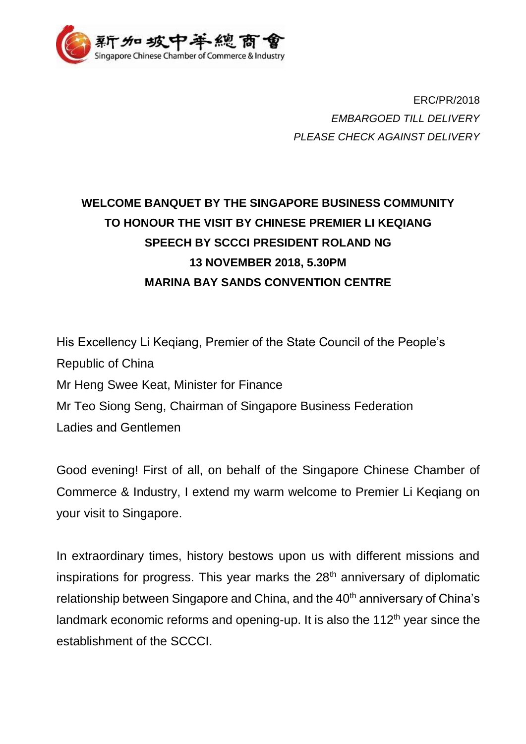新加坡中華總商會
Singapore Chinese Chamber of Commerce & Industry

ERC/PR/2018
*EMBARGOED TILL DELIVERY*
*PLEASE CHECK AGAINST DELIVERY*

**WELCOME BANQUET BY THE SINGAPORE BUSINESS COMMUNITY TO HONOUR THE VISIT BY CHINESE PREMIER LI KEQIANG**
**SPEECH BY SCCCI PRESIDENT ROLAND NG**
**13 NOVEMBER 2018, 5.30PM**
**MARINA BAY SANDS CONVENTION CENTRE**

His Excellency Li Keqiang, Premier of the State Council of the People's Republic of China
Mr Heng Swee Keat, Minister for Finance
Mr Teo Siong Seng, Chairman of Singapore Business Federation
Ladies and Gentlemen

Good evening! First of all, on behalf of the Singapore Chinese Chamber of Commerce & Industry, I extend my warm welcome to Premier Li Keqiang on your visit to Singapore.

In extraordinary times, history bestows upon us with different missions and inspirations for progress. This year marks the 28th anniversary of diplomatic relationship between Singapore and China, and the 40th anniversary of China's landmark economic reforms and opening-up. It is also the 112th year since the establishment of the SCCCI.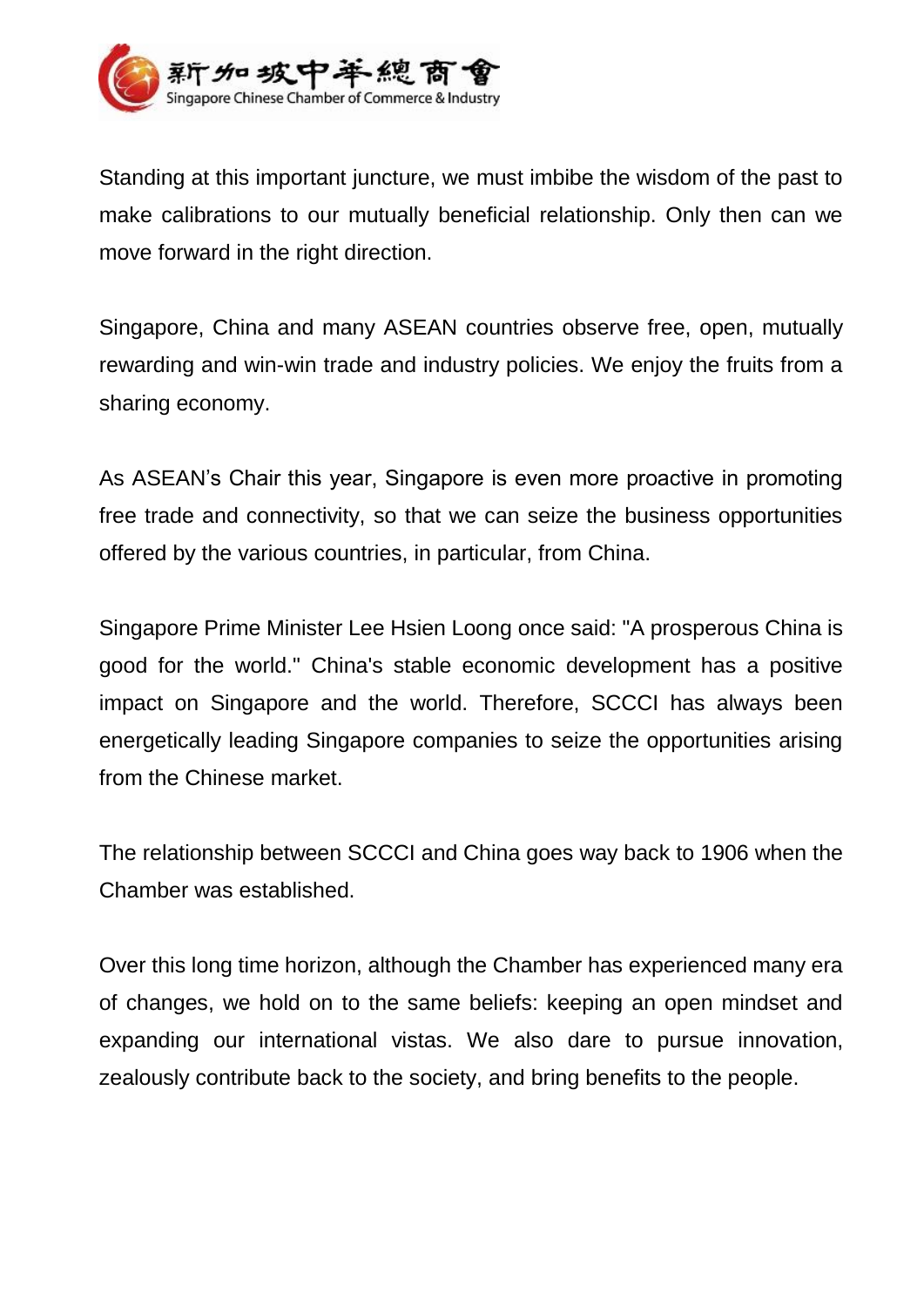Standing at this important juncture, we must imbibe the wisdom of the past to make calibrations to our mutually beneficial relationship. Only then can we move forward in the right direction.

Singapore, China and many ASEAN countries observe free, open, mutually rewarding and win-win trade and industry policies. We enjoy the fruits from a sharing economy.

As ASEAN's Chair this year, Singapore is even more proactive in promoting free trade and connectivity, so that we can seize the business opportunities offered by the various countries, in particular, from China.

Singapore Prime Minister Lee Hsien Loong once said: "A prosperous China is good for the world." China's stable economic development has a positive impact on Singapore and the world. Therefore, SCCCI has always been energetically leading Singapore companies to seize the opportunities arising from the Chinese market.

The relationship between SCCCI and China goes way back to 1906 when the Chamber was established.

Over this long time horizon, although the Chamber has experienced many era of changes, we hold on to the same beliefs: keeping an open mindset and expanding our international vistas. We also dare to pursue innovation, zealously contribute back to the society, and bring benefits to the people.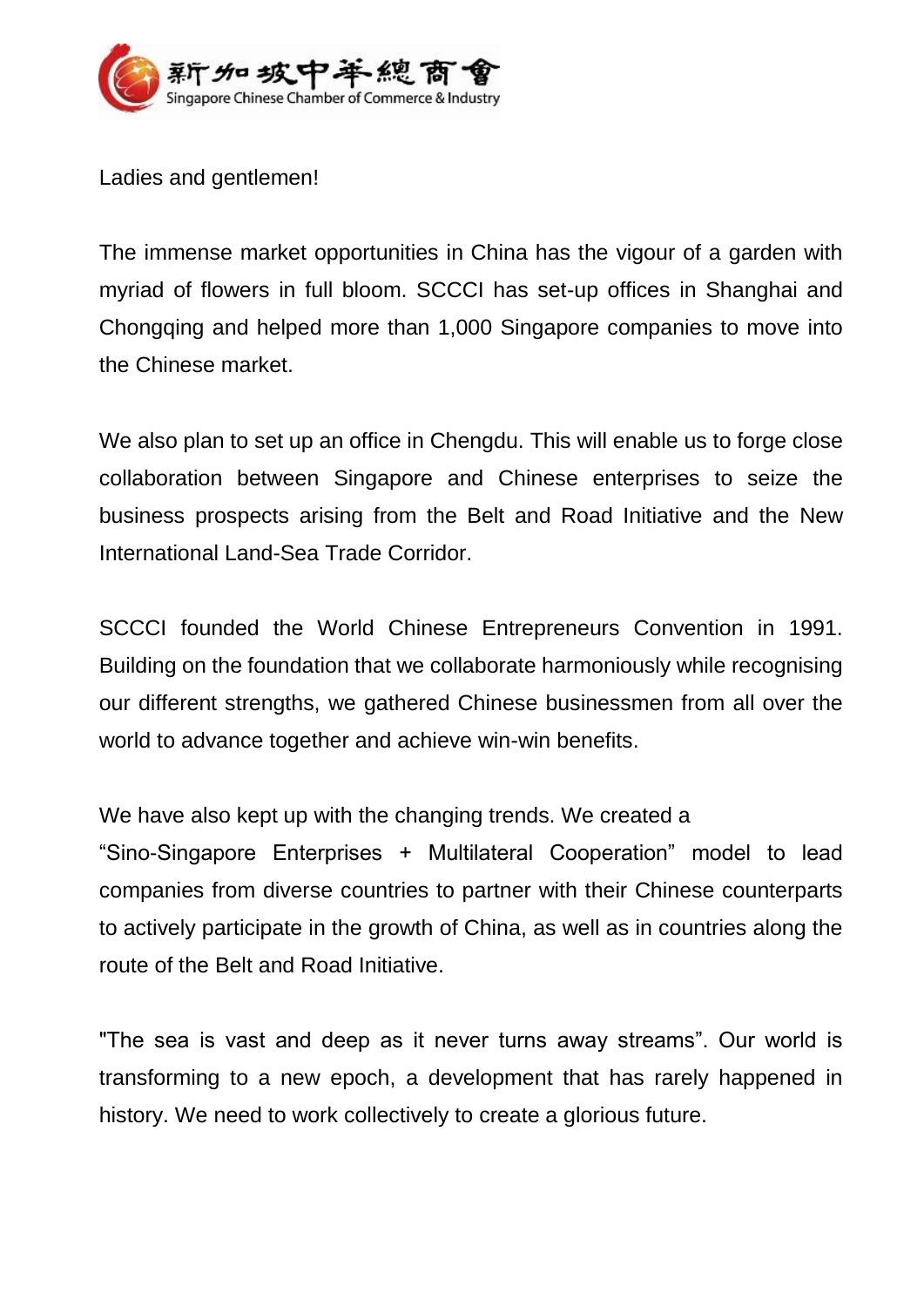Ladies and gentlemen!

The immense market opportunities in China has the vigour of a garden with myriad of flowers in full bloom. SCCCI has set-up offices in Shanghai and Chongqing and helped more than 1,000 Singapore companies to move into the Chinese market.

We also plan to set up an office in Chengdu. This will enable us to forge close collaboration between Singapore and Chinese enterprises to seize the business prospects arising from the Belt and Road Initiative and the New International Land-Sea Trade Corridor.

SCCCI founded the World Chinese Entrepreneurs Convention in 1991. Building on the foundation that we collaborate harmoniously while recognising our different strengths, we gathered Chinese businessmen from all over the world to advance together and achieve win-win benefits.

We have also kept up with the changing trends. We created a "Sino-Singapore Enterprises + Multilateral Cooperation" model to lead companies from diverse countries to partner with their Chinese counterparts to actively participate in the growth of China, as well as in countries along the route of the Belt and Road Initiative.

"The sea is vast and deep as it never turns away streams". Our world is transforming to a new epoch, a development that has rarely happened in history. We need to work collectively to create a glorious future.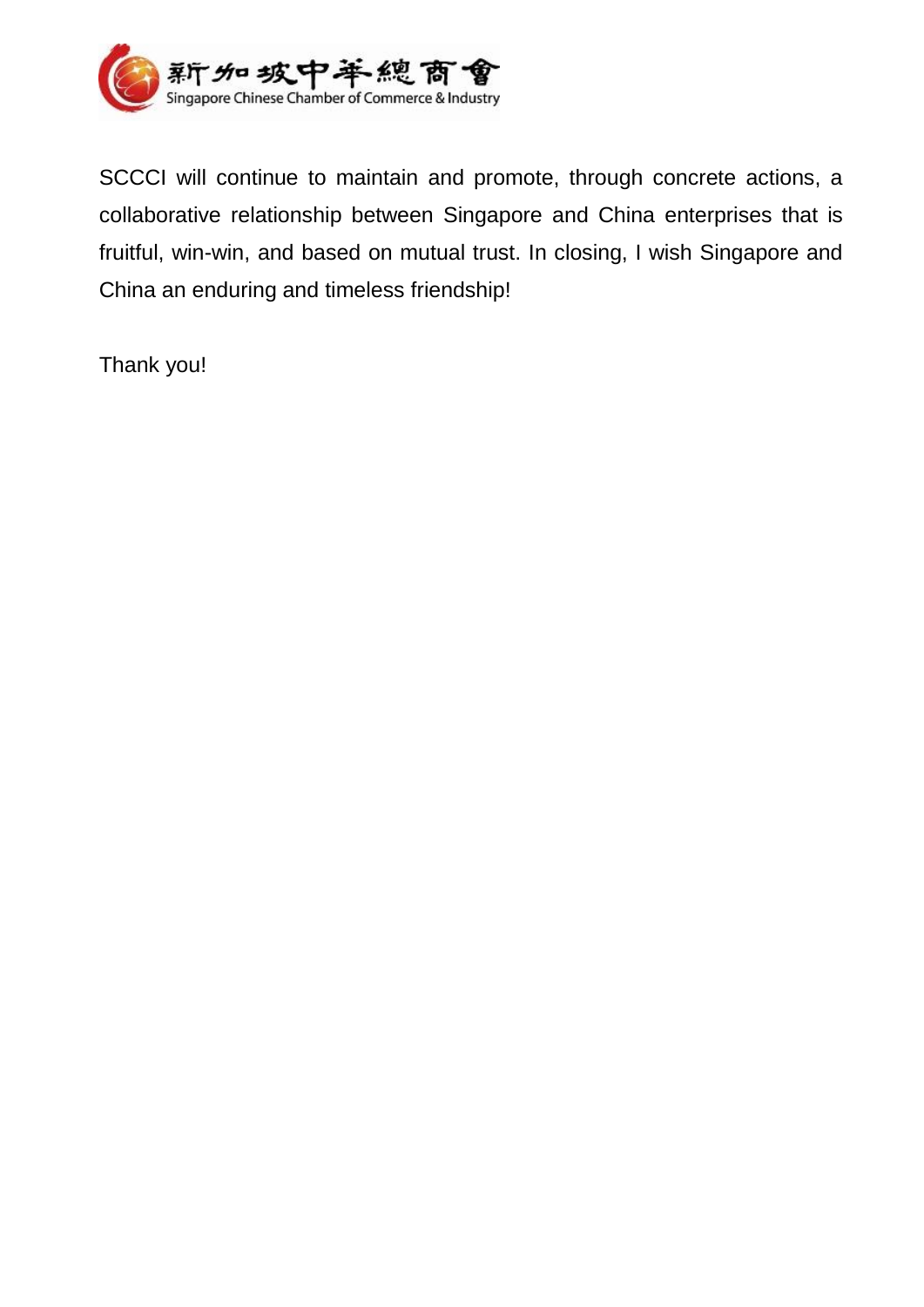SCCCI will continue to maintain and promote, through concrete actions, a collaborative relationship between Singapore and China enterprises that is fruitful, win-win, and based on mutual trust. In closing, I wish Singapore and China an enduring and timeless friendship!

Thank you!